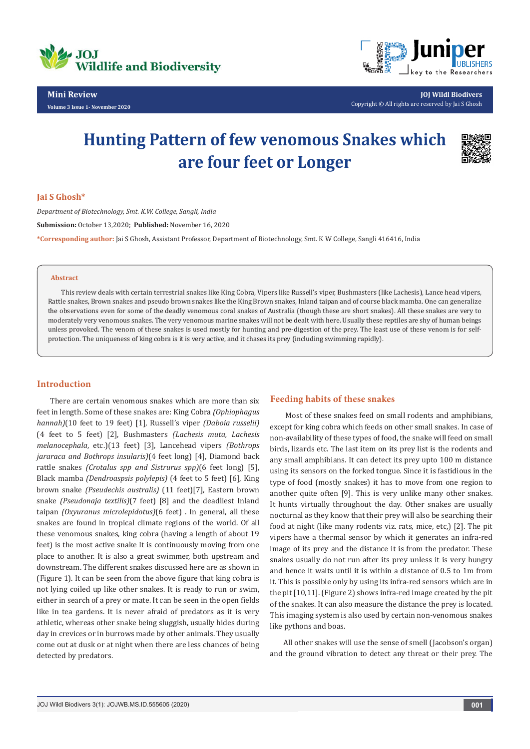Mini Review

# Hunting Pattern of few venomous Snakes which are four feet or Longer

**Jai S Ghosh***

*Department of Biotechnology, Smt. K.W. College, Sangli, India*

**Submission:** October 13,2020; **Published:** November 16, 2020

***Corresponding author:** Jai S Ghosh, Assistant Professor, Department of Biotechnology, Smt. K W College, Sangli 416416, India

### Abstract

This review deals with certain terrestrial snakes like King Cobra, Vipers like Russell's viper, Bushmasters (like Lachesis), Lance head vipers, Rattle snakes, Brown snakes and pseudo brown snakes like the King Brown snakes, Inland taipan and of course black mamba. One can generalize the observations even for some of the deadly venomous coral snakes of Australia (though these are short snakes). All these snakes are very to moderately very venomous snakes. The very venomous marine snakes will not be dealt with here. Usually these reptiles are shy of human beings unless provoked. The venom of these snakes is used mostly for hunting and pre-digestion of the prey. The least use of these venom is for self-protection. The uniqueness of king cobra is it is very active, and it chases its prey (including swimming rapidly).

## Introduction

There are certain venomous snakes which are more than six feet in length. Some of these snakes are: King Cobra *(Ophiophagus hannah)*(10 feet to 19 feet) [1], Russell's viper *(Daboia russelii)* (4 feet to 5 feet) [2], Bushmasters *(Lachesis muta, Lachesis melanocephala*, etc.)(13 feet) [3], Lancehead vipers *(Bothrops jararaca and Bothrops insularis)*(4 feet long) [4], Diamond back rattle snakes *(Crotalus spp and Sistrurus spp)*(6 feet long) [5], Black mamba *(Dendroaspsis polylepis)* (4 feet to 5 feet) [6], King brown snake *(Pseudechis australis)* (11 feet)[7], Eastern brown snake *(Pseudonaja textilis)*(7 feet) [8] and the deadliest Inland taipan *(Oxyuranus microlepidotus)*(6 feet) . In general, all these snakes are found in tropical climate regions of the world. Of all these venomous snakes, king cobra (having a length of about 19 feet) is the most active snake It is continuously moving from one place to another. It is also a great swimmer, both upstream and downstream. The different snakes discussed here are as shown in (Figure 1). It can be seen from the above figure that king cobra is not lying coiled up like other snakes. It is ready to run or swim, either in search of a prey or mate. It can be seen in the open fields like in tea gardens. It is never afraid of predators as it is very athletic, whereas other snake being sluggish, usually hides during day in crevices or in burrows made by other animals. They usually come out at dusk or at night when there are less chances of being detected by predators.

## Feeding habits of these snakes

Most of these snakes feed on small rodents and amphibians, except for king cobra which feeds on other small snakes. In case of non-availability of these types of food, the snake will feed on small birds, lizards etc. The last item on its prey list is the rodents and any small amphibians. It can detect its prey upto 100 m distance using its sensors on the forked tongue. Since it is fastidious in the type of food (mostly snakes) it has to move from one region to another quite often [9]. This is very unlike many other snakes. It hunts virtually throughout the day. Other snakes are usually nocturnal as they know that their prey will also be searching their food at night (like many rodents viz. rats, mice, etc,) [2]. The pit vipers have a thermal sensor by which it generates an infra-red image of its prey and the distance it is from the predator. These snakes usually do not run after its prey unless it is very hungry and hence it waits until it is within a distance of 0.5 to 1m from it. This is possible only by using its infra-red sensors which are in the pit [10,11]. (Figure 2) shows infra-red image created by the pit of the snakes. It can also measure the distance the prey is located. This imaging system is also used by certain non-venomous snakes like pythons and boas.

All other snakes will use the sense of smell (Jacobson's organ) and the ground vibration to detect any threat or their prey. The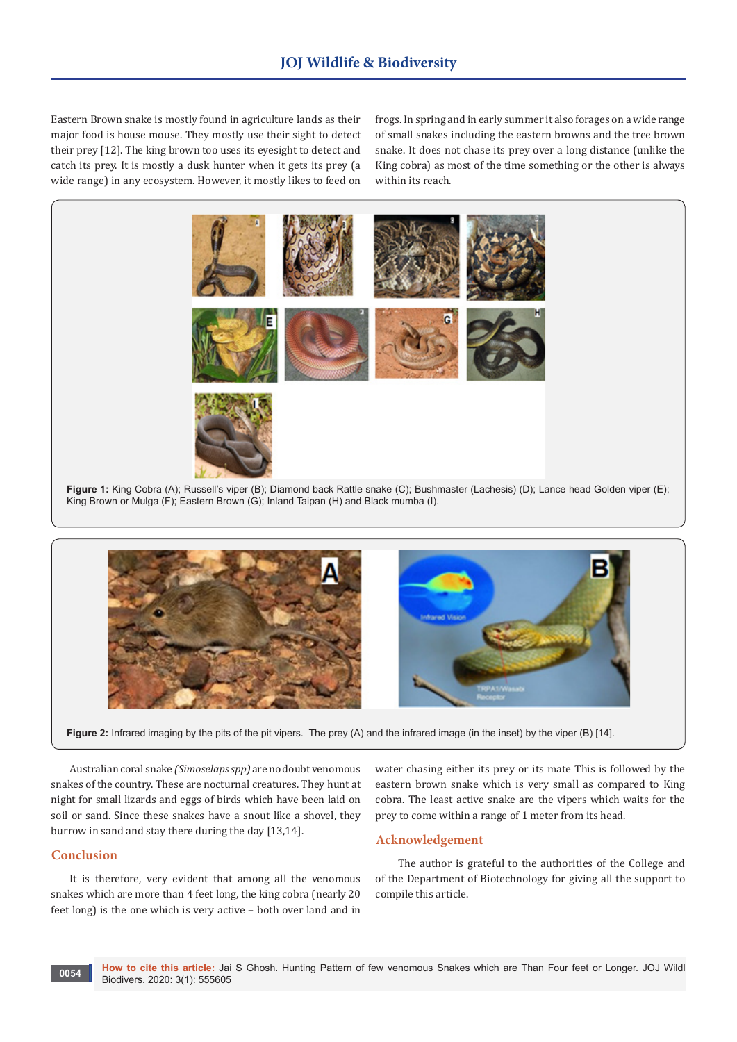Eastern Brown snake is mostly found in agriculture lands as their major food is house mouse. They mostly use their sight to detect their prey [12]. The king brown too uses its eyesight to detect and catch its prey. It is mostly a dusk hunter when it gets its prey (a wide range) in any ecosystem. However, it mostly likes to feed on frogs. In spring and in early summer it also forages on a wide range of small snakes including the eastern browns and the tree brown snake. It does not chase its prey over a long distance (unlike the King cobra) as most of the time something or the other is always within its reach.

**Figure 1:** King Cobra (A); Russell's viper (B); Diamond back Rattle snake (C); Bushmaster (Lachesis) (D); Lance head Golden viper (E); King Brown or Mulga (F); Eastern Brown (G); Inland Taipan (H) and Black mumba (I).

**Figure 2:** Infrared imaging by the pits of the pit vipers. The prey (A) and the infrared image (in the inset) by the viper (B) [14].

Australian coral snake *(Simoselaps spp)* are no doubt venomous snakes of the country. These are nocturnal creatures. They hunt at night for small lizards and eggs of birds which have been laid on soil or sand. Since these snakes have a snout like a shovel, they burrow in sand and stay there during the day [13,14].

## Conclusion

It is therefore, very evident that among all the venomous snakes which are more than 4 feet long, the king cobra (nearly 20 feet long) is the one which is very active – both over land and in water chasing either its prey or its mate This is followed by the eastern brown snake which is very small as compared to King cobra. The least active snake are the vipers which waits for the prey to come within a range of 1 meter from its head.

## Acknowledgement

The author is grateful to the authorities of the College and of the Department of Biotechnology for giving all the support to compile this article.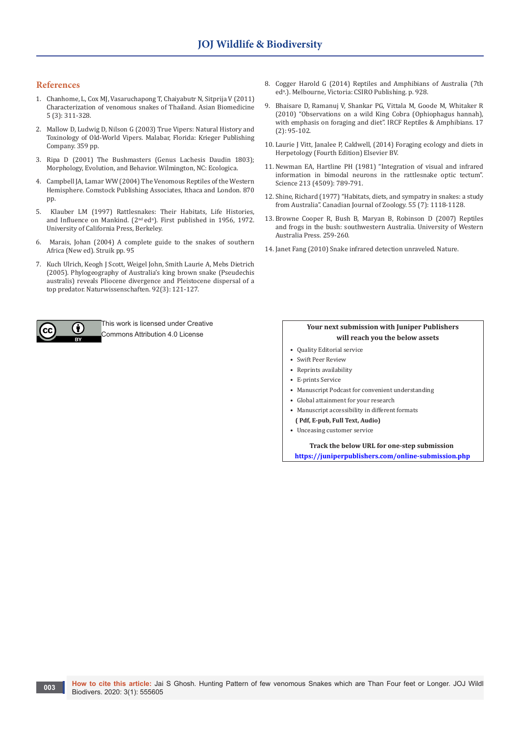## References

1. Chanhome, L, Cox MJ, Vasaruchapong T, Chaiyabutr N, Sitprija V (2011) Characterization of venomous snakes of Thailand. Asian Biomedicine 5 (3): 311-328.

2. Mallow D, Ludwig D, Nilson G (2003) True Vipers: Natural History and Toxinology of Old-World Vipers. Malabar, Florida: Krieger Publishing Company. 359 pp.

3. Ripa D (2001) The Bushmasters (Genus Lachesis Daudin 1803); Morphology, Evolution, and Behavior. Wilmington, NC: Ecologica.

4. Campbell JA, Lamar WW (2004) The Venomous Reptiles of the Western Hemisphere. Comstock Publishing Associates, Ithaca and London. 870 pp.

5. Klauber LM (1997) Rattlesnakes: Their Habitats, Life Histories, and Influence on Mankind. (2nd edn). First published in 1956, 1972. University of California Press, Berkeley.

6. Marais, Johan (2004) A complete guide to the snakes of southern Africa (New ed). Struik pp. 95

7. Kuch Ulrich, Keogh J Scott, Weigel John, Smith Laurie A, Mebs Dietrich (2005). Phylogeography of Australia's king brown snake (Pseudechis australis) reveals Pliocene divergence and Pleistocene dispersal of a top predator. Naturwissenschaften. 92(3): 121-127.

8. Cogger Harold G (2014) Reptiles and Amphibians of Australia (7th edn.). Melbourne, Victoria: CSIRO Publishing. p. 928.

9. Bhaisare D, Ramanuj V, Shankar PG, Vittala M, Goode M, Whitaker R (2010) "Observations on a wild King Cobra (Ophiophagus hannah), with emphasis on foraging and diet". IRCF Reptiles & Amphibians. 17 (2): 95-102.

10. Laurie J Vitt, Janalee P, Caldwell, (2014) Foraging ecology and diets in Herpetology (Fourth Edition) Elsevier BV.

11. Newman EA, Hartline PH (1981) "Integration of visual and infrared information in bimodal neurons in the rattlesnake optic tectum". Science 213 (4509): 789-791.

12. Shine, Richard (1977) "Habitats, diets, and sympatry in snakes: a study from Australia". Canadian Journal of Zoology. 55 (7): 1118-1128.

13. Browne Cooper R, Bush B, Maryan B, Robinson D (2007) Reptiles and frogs in the bush: southwestern Australia. University of Western Australia Press. 259-260.

14. Janet Fang (2010) Snake infrared detection unraveled. Nature.

This work is licensed under Creative Commons Attribution 4.0 License

**Your next submission with Juniper Publishers will reach you the below assets**

- Quality Editorial service
- Swift Peer Review
- Reprints availability
- E-prints Service
- Manuscript Podcast for convenient understanding
- Global attainment for your research
- Manuscript accessibility in different formats
  **( Pdf, E-pub, Full Text, Audio)**
- Unceasing customer service

**Track the below URL for one-step submission**
**https://juniperpublishers.com/online-submission.php**

**How to cite this article:** Jai S Ghosh. Hunting Pattern of few venomous Snakes which are Than Four feet or Longer. JOJ Wildl Biodivers. 2020: 3(1): 555605